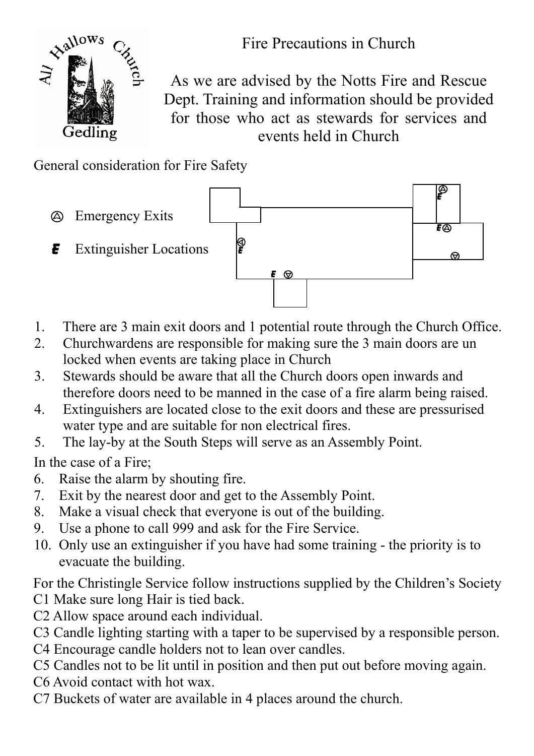# Fire Precautions in Church

As we are advised by the Notts Fire and Rescue Dept. Training and information should be provided for those who act as stewards for services and events held in Church

General consideration for Fire Safety

- Ⓐ Emergency Exits
- E Extinguisher Locations

1. There are 3 main exit doors and 1 potential route through the Church Office.
2. Churchwardens are responsible for making sure the 3 main doors are un locked when events are taking place in Church
3. Stewards should be aware that all the Church doors open inwards and therefore doors need to be manned in the case of a fire alarm being raised.
4. Extinguishers are located close to the exit doors and these are pressurised water type and are suitable for non electrical fires.
5. The lay-by at the South Steps will serve as an Assembly Point.

In the case of a Fire;

6. Raise the alarm by shouting fire.
7. Exit by the nearest door and get to the Assembly Point.
8. Make a visual check that everyone is out of the building.
9. Use a phone to call 999 and ask for the Fire Service.
10. Only use an extinguisher if you have had some training - the priority is to evacuate the building.

For the Christingle Service follow instructions supplied by the Children's Society

C1 Make sure long Hair is tied back.
C2 Allow space around each individual.
C3 Candle lighting starting with a taper to be supervised by a responsible person.
C4 Encourage candle holders not to lean over candles.
C5 Candles not to be lit until in position and then put out before moving again.
C6 Avoid contact with hot wax.
C7 Buckets of water are available in 4 places around the church.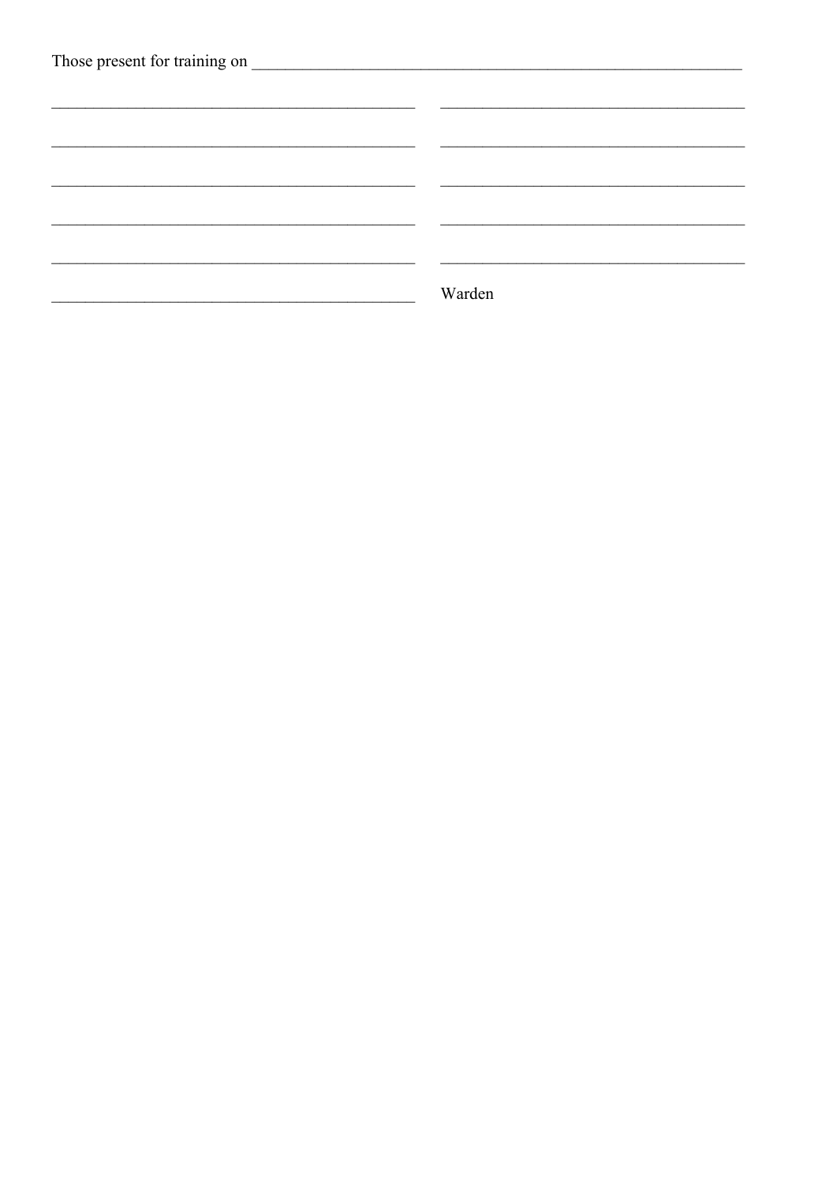Those present for training on ____________________________________________________________

| | |
|---|---|
| ____________________________________________ | ____________________________________ |
| ____________________________________________ | ____________________________________ |
| ____________________________________________ | ____________________________________ |
| ____________________________________________ | ____________________________________ |
| ____________________________________________ | ____________________________________ |
| ____________________________________________ | Warden |